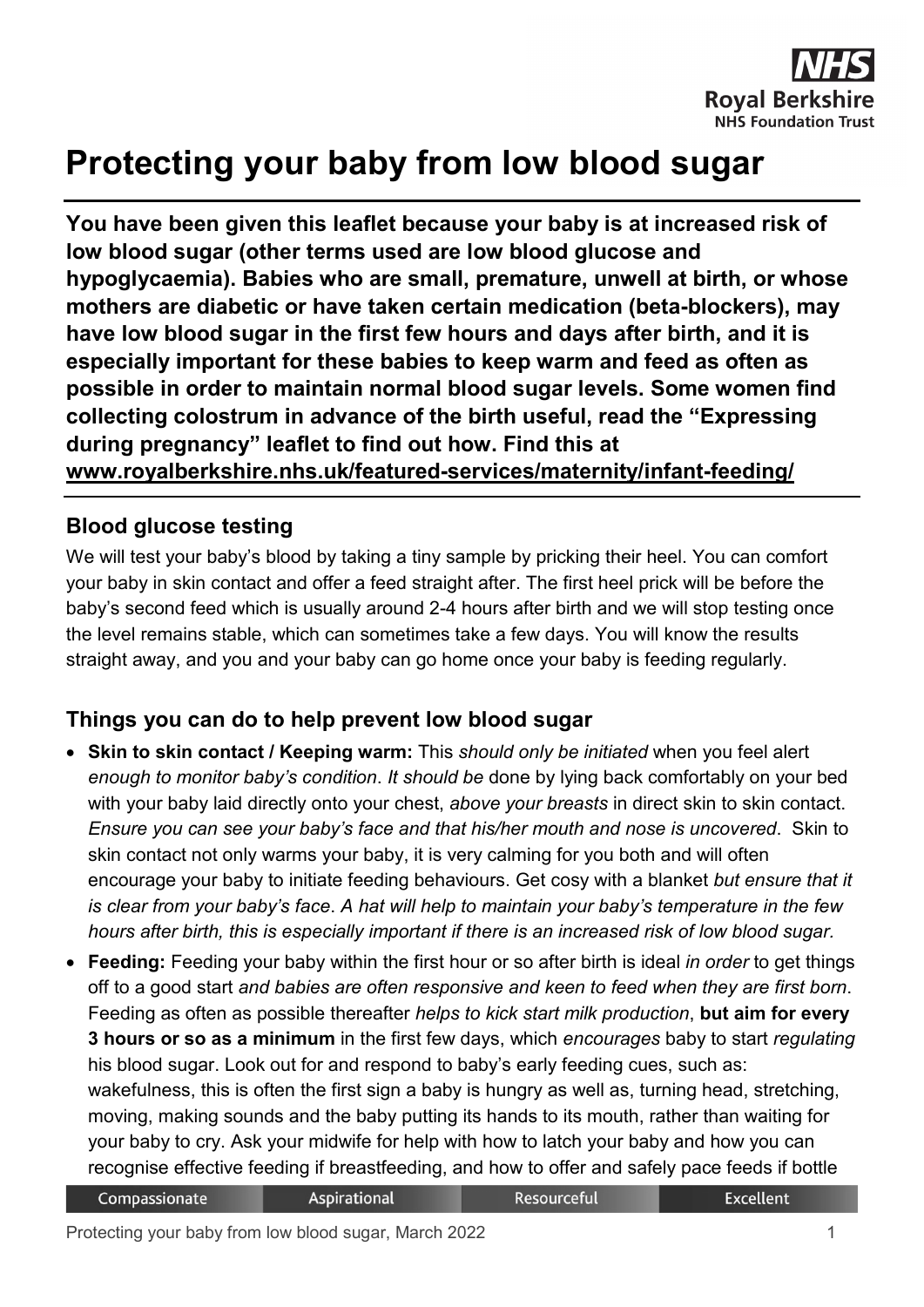# Protecting your baby from low blood sugar

**You have been given this leaflet because your baby is at increased risk of low blood sugar (other terms used are low blood glucose and hypoglycaemia). Babies who are small, premature, unwell at birth, or whose mothers are diabetic or have taken certain medication (beta-blockers), may have low blood sugar in the first few hours and days after birth, and it is especially important for these babies to keep warm and feed as often as possible in order to maintain normal blood sugar levels. Some women find collecting colostrum in advance of the birth useful, read the "Expressing during pregnancy" leaflet to find out how. Find this at [www.royalberkshire.nhs.uk/featured-services/maternity/infant-feeding/](www.royalberkshire.nhs.uk/featured-services/maternity/infant-feeding/)**

## Blood glucose testing

We will test your baby's blood by taking a tiny sample by pricking their heel. You can comfort your baby in skin contact and offer a feed straight after. The first heel prick will be before the baby's second feed which is usually around 2-4 hours after birth and we will stop testing once the level remains stable, which can sometimes take a few days. You will know the results straight away, and you and your baby can go home once your baby is feeding regularly.

## Things you can do to help prevent low blood sugar

- **Skin to skin contact / Keeping warm:** This *should only be initiated* when you feel alert *enough to monitor baby's condition*. *It should be* done by lying back comfortably on your bed with your baby laid directly onto your chest, *above your breasts* in direct skin to skin contact. *Ensure you can see your baby's face and that his/her mouth and nose is uncovered*. Skin to skin contact not only warms your baby, it is very calming for you both and will often encourage your baby to initiate feeding behaviours. Get cosy with a blanket *but ensure that it is clear from your baby's face*. *A hat will help to maintain your baby's temperature in the few hours after birth, this is especially important if there is an increased risk of low blood sugar.*
- **Feeding:** Feeding your baby within the first hour or so after birth is ideal *in order* to get things off to a good start *and babies are often responsive and keen to feed when they are first born*. Feeding as often as possible thereafter *helps to kick start milk production*, **but aim for every 3 hours or so as a minimum** in the first few days, which *encourages* baby to start *regulating* his blood sugar. Look out for and respond to baby's early feeding cues, such as: wakefulness, this is often the first sign a baby is hungry as well as, turning head, stretching, moving, making sounds and the baby putting its hands to its mouth, rather than waiting for your baby to cry. Ask your midwife for help with how to latch your baby and how you can recognise effective feeding if breastfeeding, and how to offer and safely pace feeds if bottle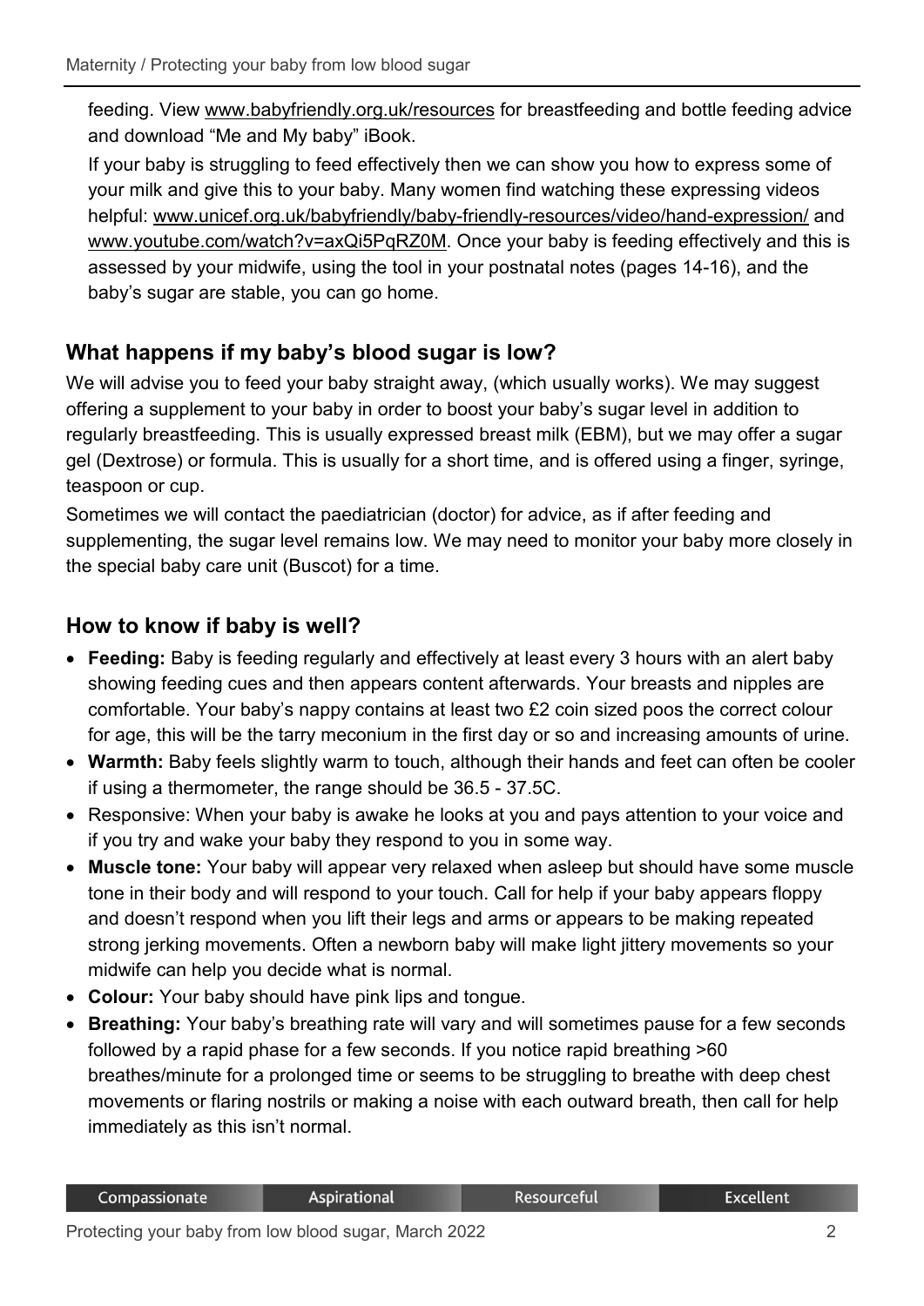feeding. View www.babyfriendly.org.uk/resources for breastfeeding and bottle feeding advice and download "Me and My baby" iBook.

If your baby is struggling to feed effectively then we can show you how to express some of your milk and give this to your baby. Many women find watching these expressing videos helpful: www.unicef.org.uk/babyfriendly/baby-friendly-resources/video/hand-expression/ and www.youtube.com/watch?v=axQi5PqRZ0M. Once your baby is feeding effectively and this is assessed by your midwife, using the tool in your postnatal notes (pages 14-16), and the baby's sugar are stable, you can go home.

## What happens if my baby's blood sugar is low?

We will advise you to feed your baby straight away, (which usually works). We may suggest offering a supplement to your baby in order to boost your baby's sugar level in addition to regularly breastfeeding. This is usually expressed breast milk (EBM), but we may offer a sugar gel (Dextrose) or formula. This is usually for a short time, and is offered using a finger, syringe, teaspoon or cup.

Sometimes we will contact the paediatrician (doctor) for advice, as if after feeding and supplementing, the sugar level remains low. We may need to monitor your baby more closely in the special baby care unit (Buscot) for a time.

## How to know if baby is well?

- **Feeding:** Baby is feeding regularly and effectively at least every 3 hours with an alert baby showing feeding cues and then appears content afterwards. Your breasts and nipples are comfortable. Your baby's nappy contains at least two £2 coin sized poos the correct colour for age, this will be the tarry meconium in the first day or so and increasing amounts of urine.
- **Warmth:** Baby feels slightly warm to touch, although their hands and feet can often be cooler if using a thermometer, the range should be 36.5 - 37.5C.
- Responsive: When your baby is awake he looks at you and pays attention to your voice and if you try and wake your baby they respond to you in some way.
- **Muscle tone:** Your baby will appear very relaxed when asleep but should have some muscle tone in their body and will respond to your touch. Call for help if your baby appears floppy and doesn't respond when you lift their legs and arms or appears to be making repeated strong jerking movements. Often a newborn baby will make light jittery movements so your midwife can help you decide what is normal.
- **Colour:** Your baby should have pink lips and tongue.
- **Breathing:** Your baby's breathing rate will vary and will sometimes pause for a few seconds followed by a rapid phase for a few seconds. If you notice rapid breathing >60 breathes/minute for a prolonged time or seems to be struggling to breathe with deep chest movements or flaring nostrils or making a noise with each outward breath, then call for help immediately as this isn't normal.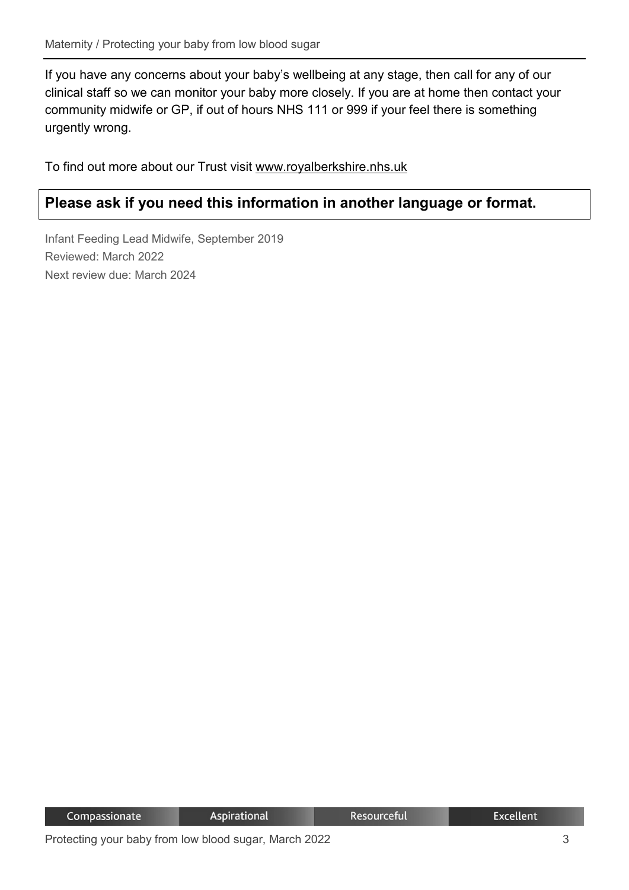If you have any concerns about your baby's wellbeing at any stage, then call for any of our clinical staff so we can monitor your baby more closely. If you are at home then contact your community midwife or GP, if out of hours NHS 111 or 999 if your feel there is something urgently wrong.

To find out more about our Trust visit www.royalberkshire.nhs.uk

**Please ask if you need this information in another language or format.**

Infant Feeding Lead Midwife, September 2019

Reviewed: March 2022

Next review due: March 2024